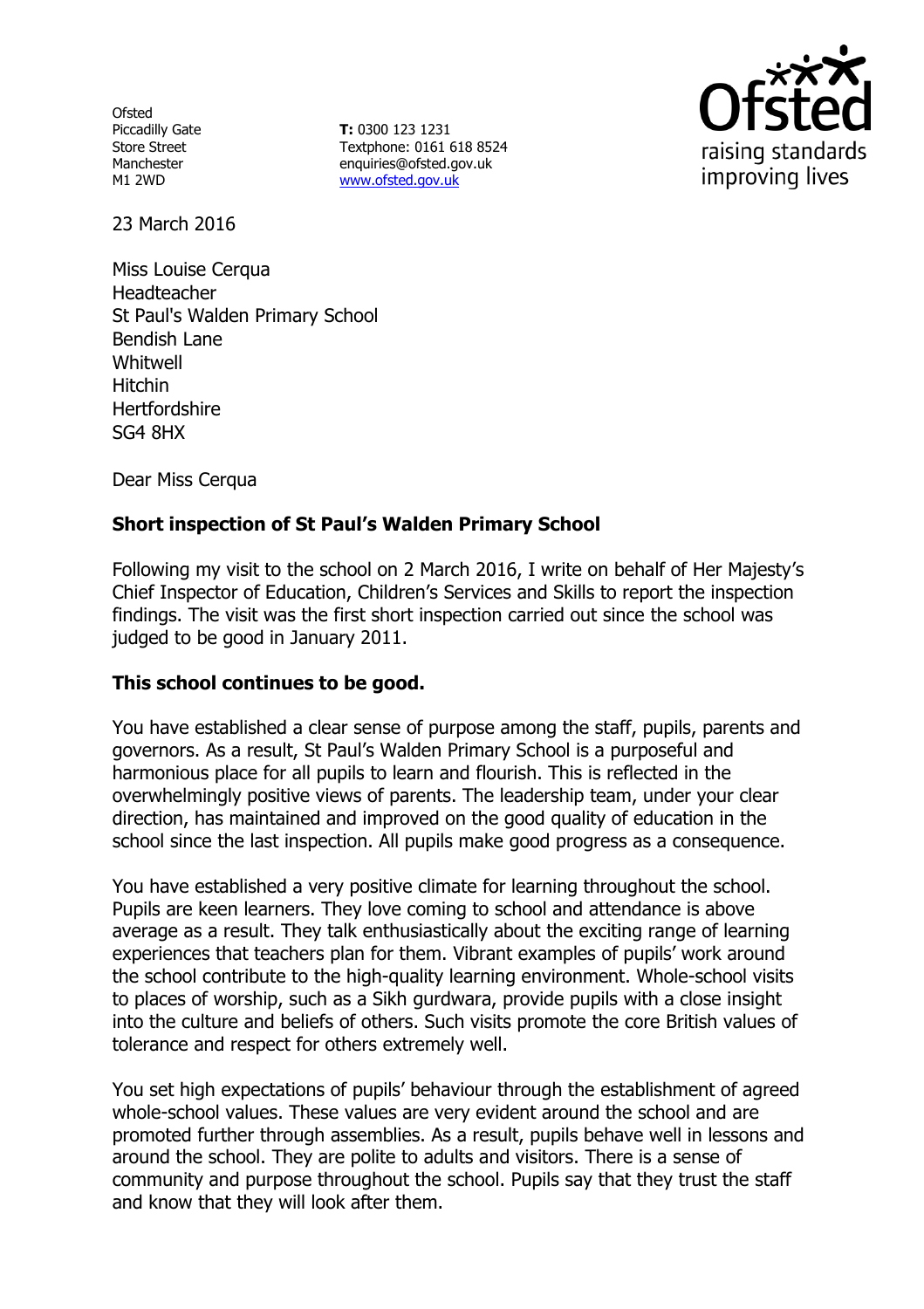Ofsted
Piccadilly Gate
Store Street
Manchester
M1 2WD

**T:** 0300 123 1231
Textphone: 0161 618 8524
enquiries@ofsted.gov.uk
www.ofsted.gov.uk

Ofsted
raising standards
improving lives

23 March 2016

Miss Louise Cerqua
Headteacher
St Paul's Walden Primary School
Bendish Lane
Whitwell
Hitchin
Hertfordshire
SG4 8HX

Dear Miss Cerqua

**Short inspection of St Paul's Walden Primary School**

Following my visit to the school on 2 March 2016, I write on behalf of Her Majesty's Chief Inspector of Education, Children's Services and Skills to report the inspection findings. The visit was the first short inspection carried out since the school was judged to be good in January 2011.

**This school continues to be good.**

You have established a clear sense of purpose among the staff, pupils, parents and governors. As a result, St Paul's Walden Primary School is a purposeful and harmonious place for all pupils to learn and flourish. This is reflected in the overwhelmingly positive views of parents. The leadership team, under your clear direction, has maintained and improved on the good quality of education in the school since the last inspection. All pupils make good progress as a consequence.

You have established a very positive climate for learning throughout the school. Pupils are keen learners. They love coming to school and attendance is above average as a result. They talk enthusiastically about the exciting range of learning experiences that teachers plan for them. Vibrant examples of pupils' work around the school contribute to the high-quality learning environment. Whole-school visits to places of worship, such as a Sikh gurdwara, provide pupils with a close insight into the culture and beliefs of others. Such visits promote the core British values of tolerance and respect for others extremely well.

You set high expectations of pupils' behaviour through the establishment of agreed whole-school values. These values are very evident around the school and are promoted further through assemblies. As a result, pupils behave well in lessons and around the school. They are polite to adults and visitors. There is a sense of community and purpose throughout the school. Pupils say that they trust the staff and know that they will look after them.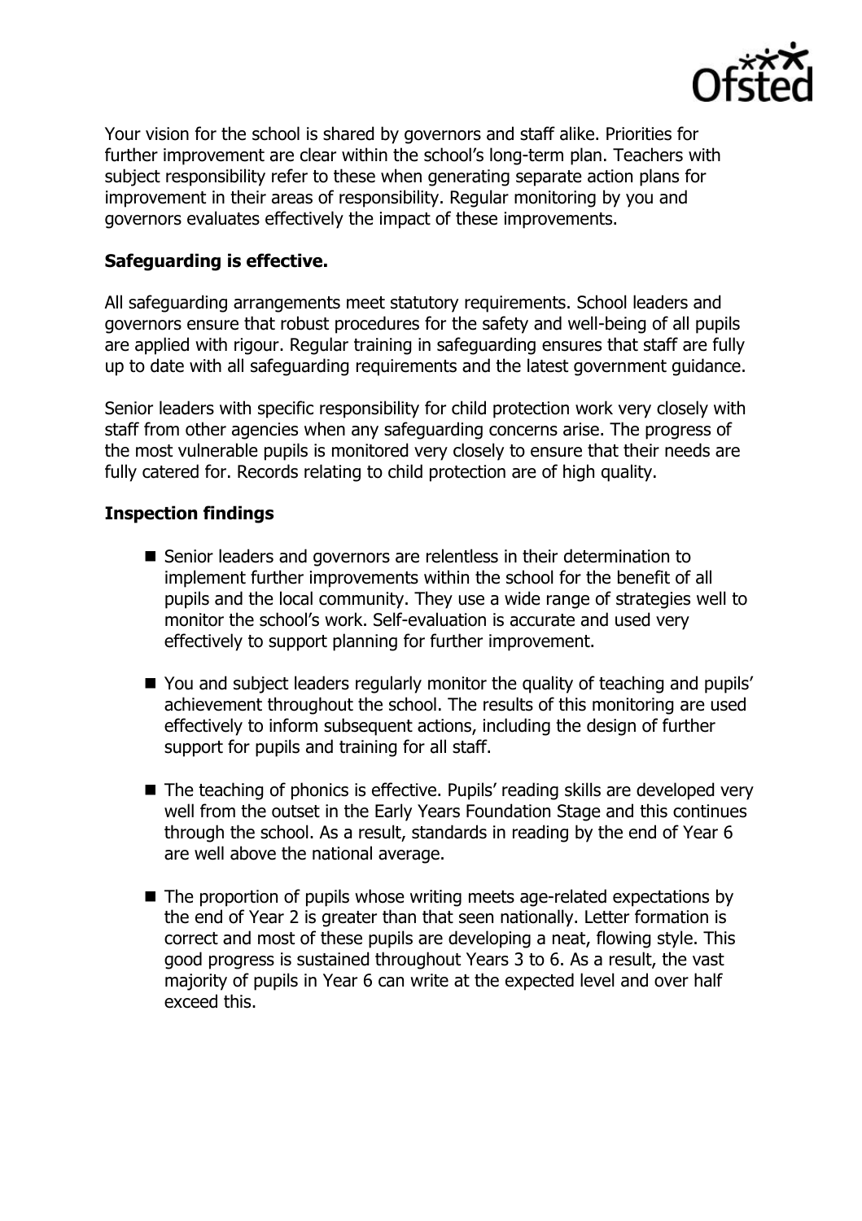Your vision for the school is shared by governors and staff alike. Priorities for further improvement are clear within the school's long-term plan. Teachers with subject responsibility refer to these when generating separate action plans for improvement in their areas of responsibility. Regular monitoring by you and governors evaluates effectively the impact of these improvements.

## Safeguarding is effective.

All safeguarding arrangements meet statutory requirements. School leaders and governors ensure that robust procedures for the safety and well-being of all pupils are applied with rigour. Regular training in safeguarding ensures that staff are fully up to date with all safeguarding requirements and the latest government guidance.

Senior leaders with specific responsibility for child protection work very closely with staff from other agencies when any safeguarding concerns arise. The progress of the most vulnerable pupils is monitored very closely to ensure that their needs are fully catered for. Records relating to child protection are of high quality.

## Inspection findings

- Senior leaders and governors are relentless in their determination to implement further improvements within the school for the benefit of all pupils and the local community. They use a wide range of strategies well to monitor the school's work. Self-evaluation is accurate and used very effectively to support planning for further improvement.
- You and subject leaders regularly monitor the quality of teaching and pupils' achievement throughout the school. The results of this monitoring are used effectively to inform subsequent actions, including the design of further support for pupils and training for all staff.
- The teaching of phonics is effective. Pupils' reading skills are developed very well from the outset in the Early Years Foundation Stage and this continues through the school. As a result, standards in reading by the end of Year 6 are well above the national average.
- The proportion of pupils whose writing meets age-related expectations by the end of Year 2 is greater than that seen nationally. Letter formation is correct and most of these pupils are developing a neat, flowing style. This good progress is sustained throughout Years 3 to 6. As a result, the vast majority of pupils in Year 6 can write at the expected level and over half exceed this.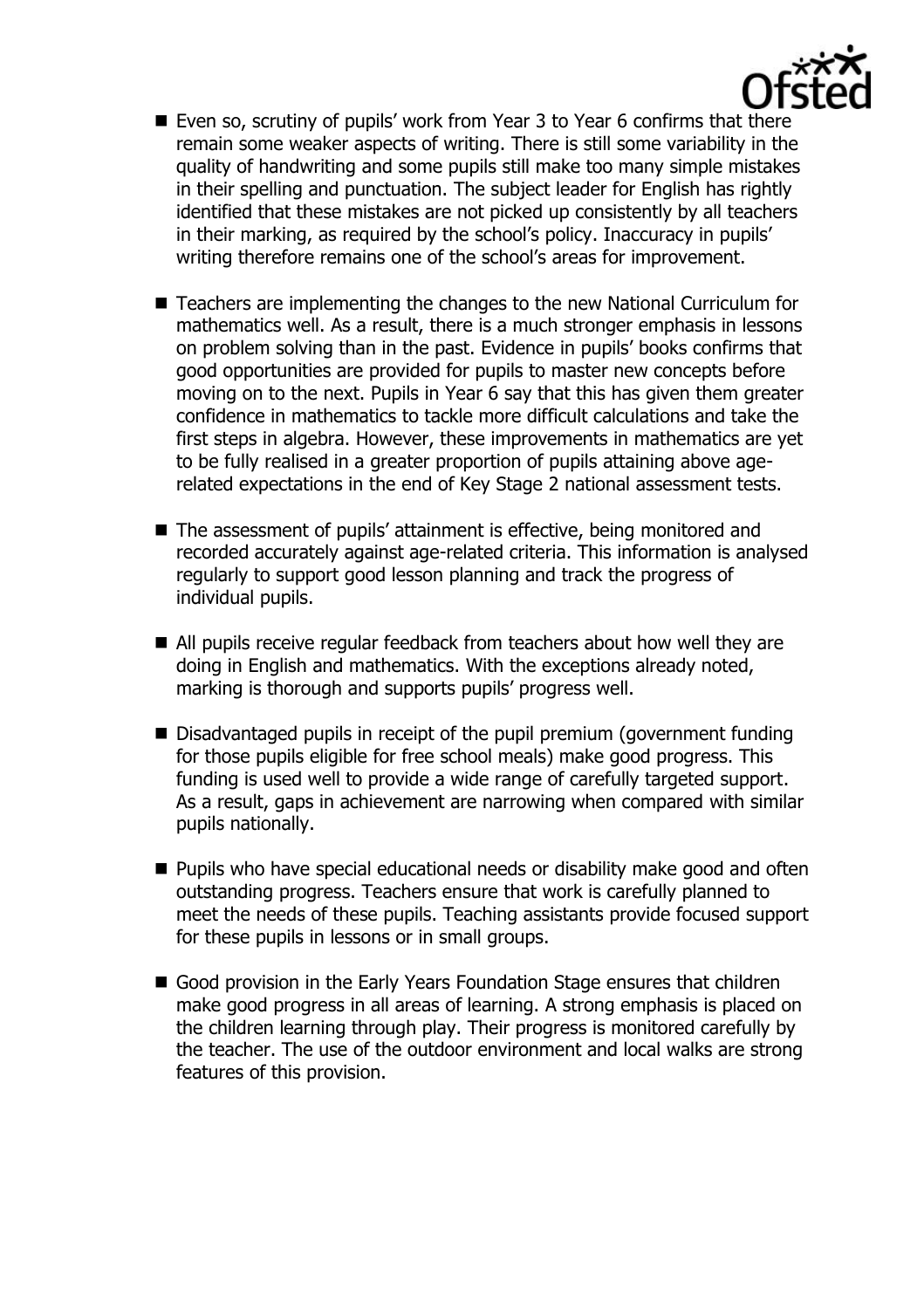- Even so, scrutiny of pupils' work from Year 3 to Year 6 confirms that there remain some weaker aspects of writing. There is still some variability in the quality of handwriting and some pupils still make too many simple mistakes in their spelling and punctuation. The subject leader for English has rightly identified that these mistakes are not picked up consistently by all teachers in their marking, as required by the school's policy. Inaccuracy in pupils' writing therefore remains one of the school's areas for improvement.

- Teachers are implementing the changes to the new National Curriculum for mathematics well. As a result, there is a much stronger emphasis in lessons on problem solving than in the past. Evidence in pupils' books confirms that good opportunities are provided for pupils to master new concepts before moving on to the next. Pupils in Year 6 say that this has given them greater confidence in mathematics to tackle more difficult calculations and take the first steps in algebra. However, these improvements in mathematics are yet to be fully realised in a greater proportion of pupils attaining above age-related expectations in the end of Key Stage 2 national assessment tests.

- The assessment of pupils' attainment is effective, being monitored and recorded accurately against age-related criteria. This information is analysed regularly to support good lesson planning and track the progress of individual pupils.

- All pupils receive regular feedback from teachers about how well they are doing in English and mathematics. With the exceptions already noted, marking is thorough and supports pupils' progress well.

- Disadvantaged pupils in receipt of the pupil premium (government funding for those pupils eligible for free school meals) make good progress. This funding is used well to provide a wide range of carefully targeted support. As a result, gaps in achievement are narrowing when compared with similar pupils nationally.

- Pupils who have special educational needs or disability make good and often outstanding progress. Teachers ensure that work is carefully planned to meet the needs of these pupils. Teaching assistants provide focused support for these pupils in lessons or in small groups.

- Good provision in the Early Years Foundation Stage ensures that children make good progress in all areas of learning. A strong emphasis is placed on the children learning through play. Their progress is monitored carefully by the teacher. The use of the outdoor environment and local walks are strong features of this provision.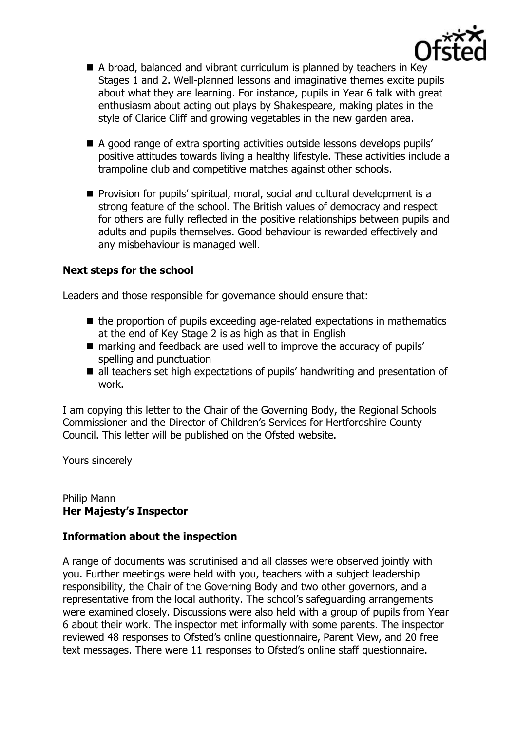- A broad, balanced and vibrant curriculum is planned by teachers in Key Stages 1 and 2. Well-planned lessons and imaginative themes excite pupils about what they are learning. For instance, pupils in Year 6 talk with great enthusiasm about acting out plays by Shakespeare, making plates in the style of Clarice Cliff and growing vegetables in the new garden area.
- A good range of extra sporting activities outside lessons develops pupils' positive attitudes towards living a healthy lifestyle. These activities include a trampoline club and competitive matches against other schools.
- Provision for pupils' spiritual, moral, social and cultural development is a strong feature of the school. The British values of democracy and respect for others are fully reflected in the positive relationships between pupils and adults and pupils themselves. Good behaviour is rewarded effectively and any misbehaviour is managed well.

## Next steps for the school

Leaders and those responsible for governance should ensure that:

- the proportion of pupils exceeding age-related expectations in mathematics at the end of Key Stage 2 is as high as that in English
- marking and feedback are used well to improve the accuracy of pupils' spelling and punctuation
- all teachers set high expectations of pupils' handwriting and presentation of work.

I am copying this letter to the Chair of the Governing Body, the Regional Schools Commissioner and the Director of Children's Services for Hertfordshire County Council. This letter will be published on the Ofsted website.

Yours sincerely

Philip Mann
**Her Majesty's Inspector**

## Information about the inspection

A range of documents was scrutinised and all classes were observed jointly with you. Further meetings were held with you, teachers with a subject leadership responsibility, the Chair of the Governing Body and two other governors, and a representative from the local authority. The school's safeguarding arrangements were examined closely. Discussions were also held with a group of pupils from Year 6 about their work. The inspector met informally with some parents. The inspector reviewed 48 responses to Ofsted's online questionnaire, Parent View, and 20 free text messages. There were 11 responses to Ofsted's online staff questionnaire.